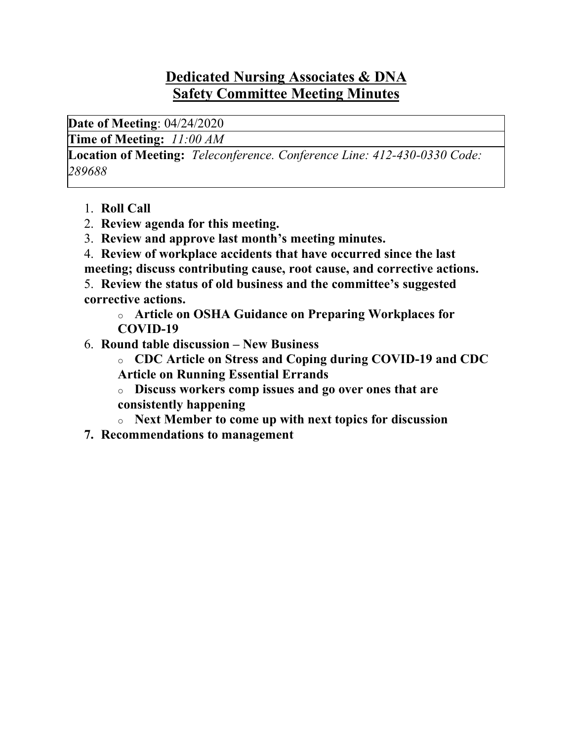# Dedicated Nursing Associates & DNA Safety Committee Meeting Minutes

| **Date of Meeting**: 04/24/2020 |
|---|
| **Time of Meeting:** *11:00 AM* |
| **Location of Meeting:** *Teleconference. Conference Line: 412-430-0330 Code: 289688* |

1. **Roll Call**
2. **Review agenda for this meeting.**
3. **Review and approve last month's meeting minutes.**
4. **Review of workplace accidents that have occurred since the last meeting; discuss contributing cause, root cause, and corrective actions.**
5. **Review the status of old business and the committee's suggested corrective actions.**
   - **Article on OSHA Guidance on Preparing Workplaces for COVID-19**
6. **Round table discussion – New Business**
   - **CDC Article on Stress and Coping during COVID-19 and CDC Article on Running Essential Errands**
   - **Discuss workers comp issues and go over ones that are consistently happening**
   - **Next Member to come up with next topics for discussion**
7. **Recommendations to management**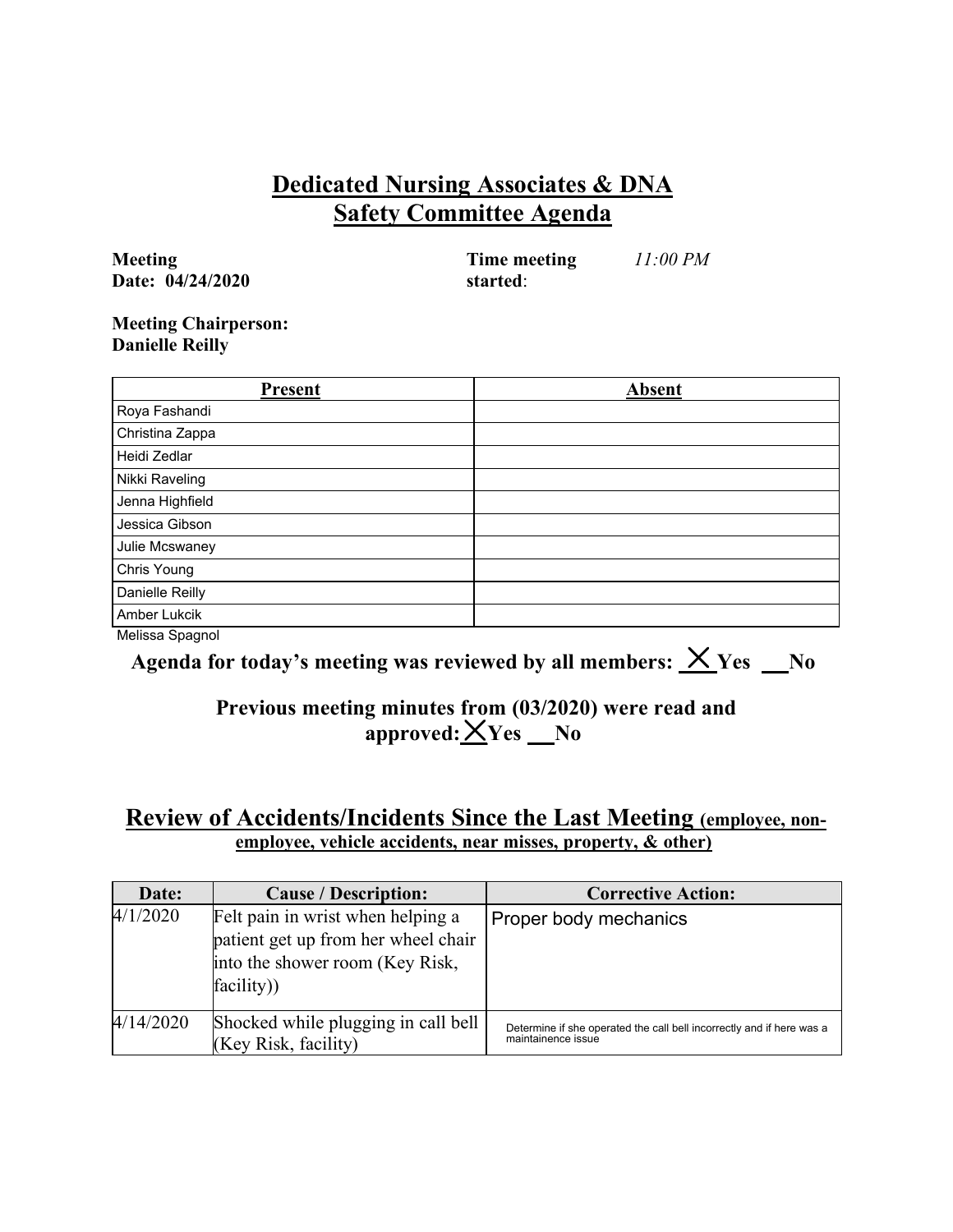# Dedicated Nursing Associates & DNA
## Safety Committee Agenda

**Meeting Date: 04/24/2020**

**Time meeting started**: *11:00 PM*

**Meeting Chairperson: Danielle Reilly**

| Present | Absent |
|---|---|
| Roya Fashandi | |
| Christina Zappa | |
| Heidi Zedlar | |
| Nikki Raveling | |
| Jenna Highfield | |
| Jessica Gibson | |
| Julie Mcswaney | |
| Chris Young | |
| Danielle Reilly | |
| Amber Lukcik | |
| Melissa Spagnol | |

**Agenda for today's meeting was reviewed by all members: X Yes __No**

**Previous meeting minutes from (03/2020) were read and approved: X Yes __No**

## Review of Accidents/Incidents Since the Last Meeting (employee, non-employee, vehicle accidents, near misses, property, & other)

| Date: | Cause / Description: | Corrective Action: |
|---|---|---|
| 4/1/2020 | Felt pain in wrist when helping a patient get up from her wheel chair into the shower room (Key Risk, facility)) | Proper body mechanics |
| 4/14/2020 | Shocked while plugging in call bell (Key Risk, facility) | Determine if she operated the call bell incorrectly and if here was a maintainence issue |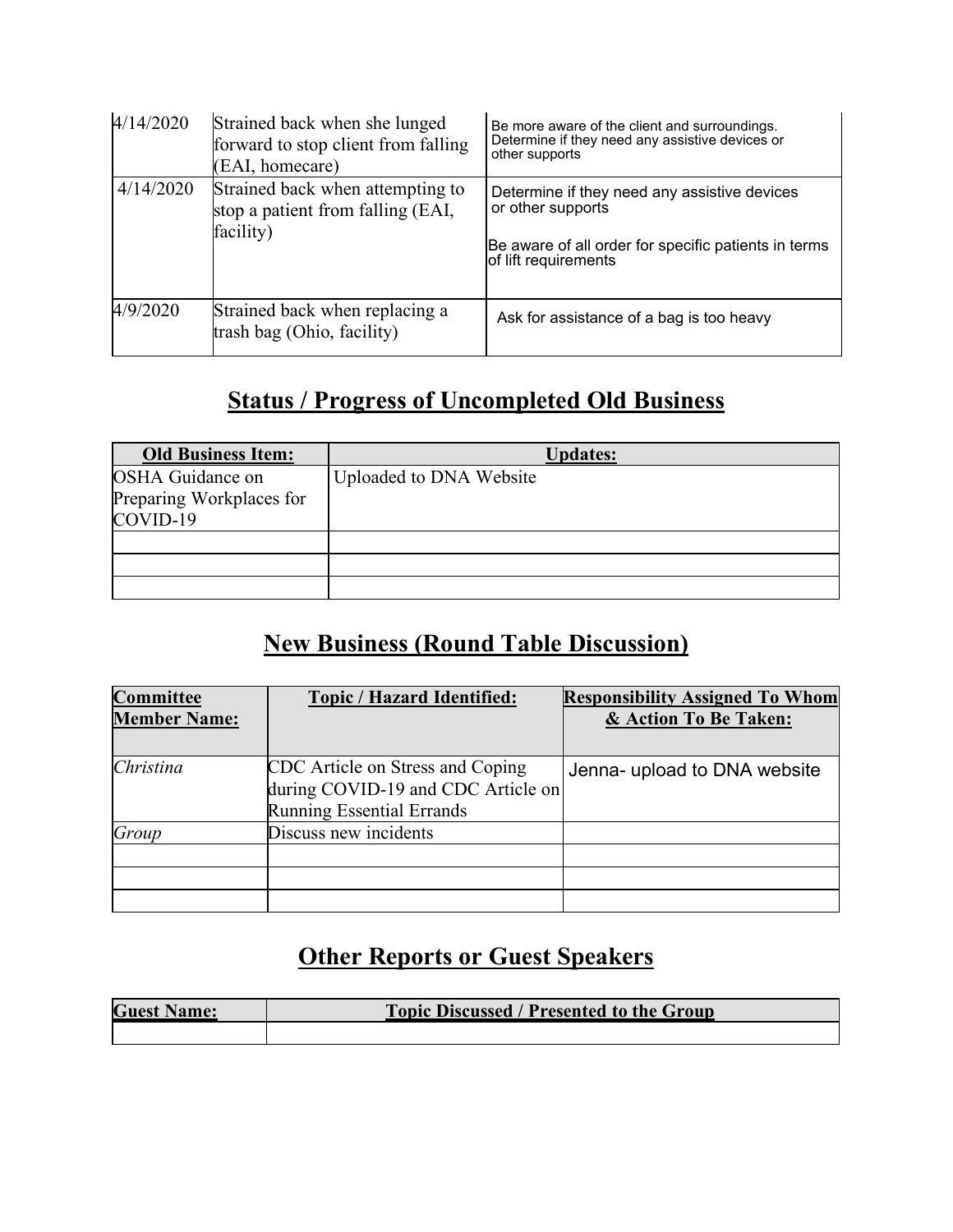| | | |
|---|---|---|
| 4/14/2020 | Strained back when she lunged forward to stop client from falling (EAI, homecare) | Be more aware of the client and surroundings. Determine if they need any assistive devices or other supports |
| 4/14/2020 | Strained back when attempting to stop a patient from falling (EAI, facility) | Determine if they need any assistive devices or other supports<br><br>Be aware of all order for specific patients in terms of lift requirements |
| 4/9/2020 | Strained back when replacing a trash bag (Ohio, facility) | Ask for assistance of a bag is too heavy |

## Status / Progress of Uncompleted Old Business

| Old Business Item: | Updates: |
|---|---|
| OSHA Guidance on Preparing Workplaces for COVID-19 | Uploaded to DNA Website |
| | |
| | |
| | |

## New Business (Round Table Discussion)

| Committee Member Name: | Topic / Hazard Identified: | Responsibility Assigned To Whom & Action To Be Taken: |
|---|---|---|
| *Christina* | CDC Article on Stress and Coping during COVID-19 and CDC Article on Running Essential Errands | Jenna- upload to DNA website |
| *Group* | Discuss new incidents | |
| | | |
| | | |
| | | |

## Other Reports or Guest Speakers

| Guest Name: | Topic Discussed / Presented to the Group |
|---|---|
| | |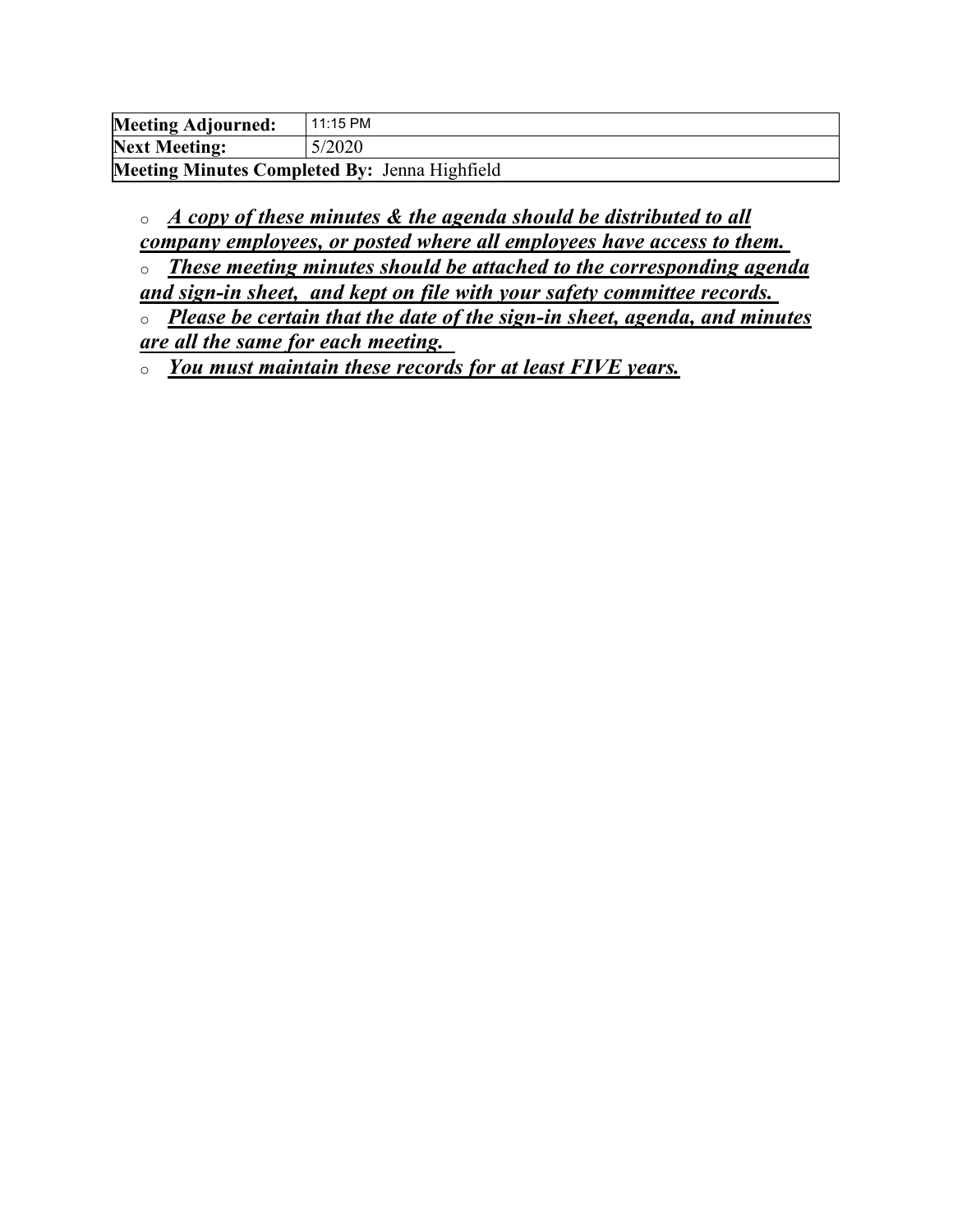| | |
|---|---|
| **Meeting Adjourned:** | 11:15 PM |
| **Next Meeting:** | 5/2020 |
| **Meeting Minutes Completed By:** Jenna Highfield | |

- ***<u>A copy of these minutes & the agenda should be distributed to all company employees, or posted where all employees have access to them.</u>***
- ***<u>These meeting minutes should be attached to the corresponding agenda and sign-in sheet, and kept on file with your safety committee records.</u>***
- ***<u>Please be certain that the date of the sign-in sheet, agenda, and minutes are all the same for each meeting.</u>***
- ***<u>You must maintain these records for at least FIVE years.</u>***